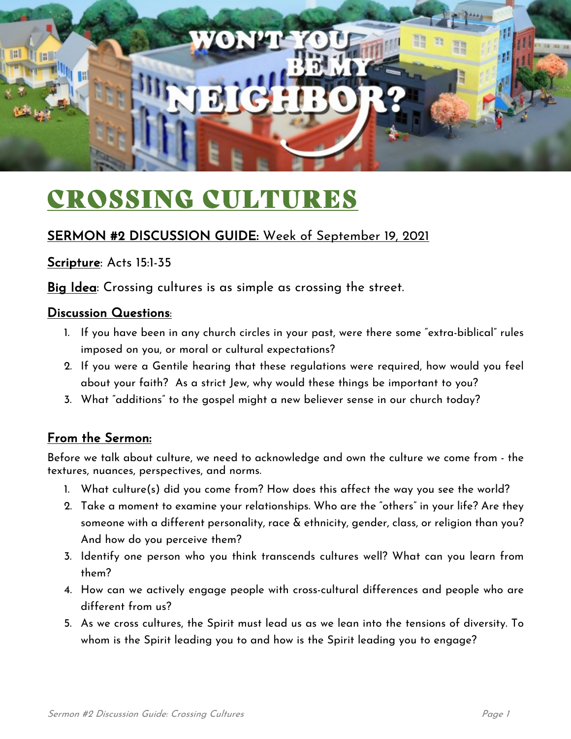WON'T YOU BE MY NEIGHBOR?

# CROSSING CULTURES

## SERMON #2 DISCUSSION GUIDE: Week of September 19, 2021

**Scripture**: Acts 15:1-35

**Big Idea**: Crossing cultures is as simple as crossing the street.

### Discussion Questions:

1. If you have been in any church circles in your past, were there some "extra-biblical" rules imposed on you, or moral or cultural expectations?
2. If you were a Gentile hearing that these regulations were required, how would you feel about your faith? As a strict Jew, why would these things be important to you?
3. What "additions" to the gospel might a new believer sense in our church today?

### From the Sermon:

Before we talk about culture, we need to acknowledge and own the culture we come from - the textures, nuances, perspectives, and norms.

1. What culture(s) did you come from? How does this affect the way you see the world?
2. Take a moment to examine your relationships. Who are the "others" in your life? Are they someone with a different personality, race & ethnicity, gender, class, or religion than you? And how do you perceive them?
3. Identify one person who you think transcends cultures well? What can you learn from them?
4. How can we actively engage people with cross-cultural differences and people who are different from us?
5. As we cross cultures, the Spirit must lead us as we lean into the tensions of diversity. To whom is the Spirit leading you to and how is the Spirit leading you to engage?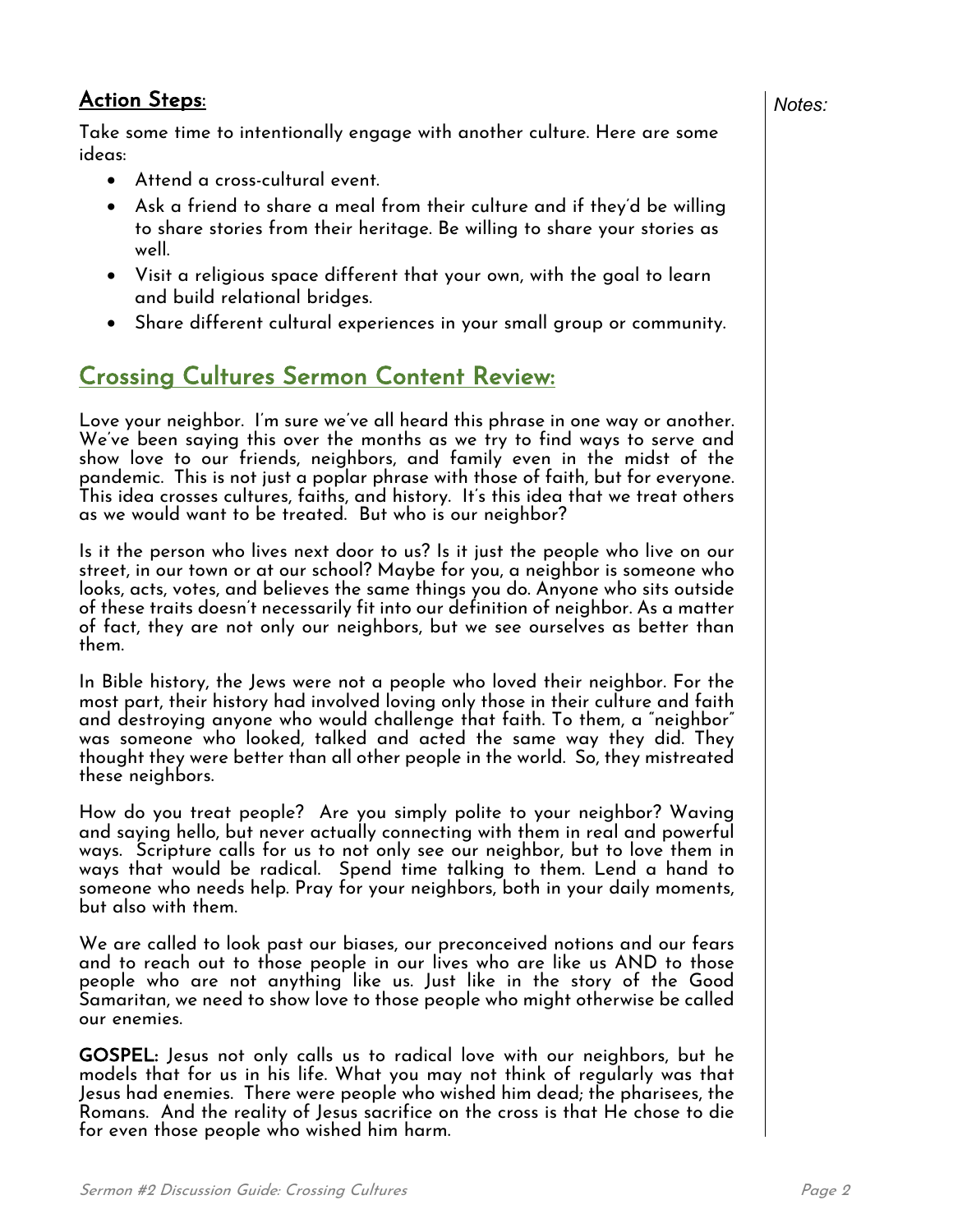## **Action Steps**:

*Notes:*

Take some time to intentionally engage with another culture. Here are some ideas:

- Attend a cross-cultural event.
- Ask a friend to share a meal from their culture and if they'd be willing to share stories from their heritage. Be willing to share your stories as well.
- Visit a religious space different that your own, with the goal to learn and build relational bridges.
- Share different cultural experiences in your small group or community.

## Crossing Cultures Sermon Content Review:

Love your neighbor. I'm sure we've all heard this phrase in one way or another. We've been saying this over the months as we try to find ways to serve and show love to our friends, neighbors, and family even in the midst of the pandemic. This is not just a poplar phrase with those of faith, but for everyone. This idea crosses cultures, faiths, and history. It's this idea that we treat others as we would want to be treated. But who is our neighbor?

Is it the person who lives next door to us? Is it just the people who live on our street, in our town or at our school? Maybe for you, a neighbor is someone who looks, acts, votes, and believes the same things you do. Anyone who sits outside of these traits doesn't necessarily fit into our definition of neighbor. As a matter of fact, they are not only our neighbors, but we see ourselves as better than them.

In Bible history, the Jews were not a people who loved their neighbor. For the most part, their history had involved loving only those in their culture and faith and destroying anyone who would challenge that faith. To them, a "neighbor" was someone who looked, talked and acted the same way they did. They thought they were better than all other people in the world. So, they mistreated these neighbors.

How do you treat people? Are you simply polite to your neighbor? Waving and saying hello, but never actually connecting with them in real and powerful ways. Scripture calls for us to not only see our neighbor, but to love them in ways that would be radical. Spend time talking to them. Lend a hand to someone who needs help. Pray for your neighbors, both in your daily moments, but also with them.

We are called to look past our biases, our preconceived notions and our fears and to reach out to those people in our lives who are like us AND to those people who are not anything like us. Just like in the story of the Good Samaritan, we need to show love to those people who might otherwise be called our enemies.

**GOSPEL:** Jesus not only calls us to radical love with our neighbors, but he models that for us in his life. What you may not think of regularly was that Jesus had enemies. There were people who wished him dead; the pharisees, the Romans. And the reality of Jesus sacrifice on the cross is that He chose to die for even those people who wished him harm.